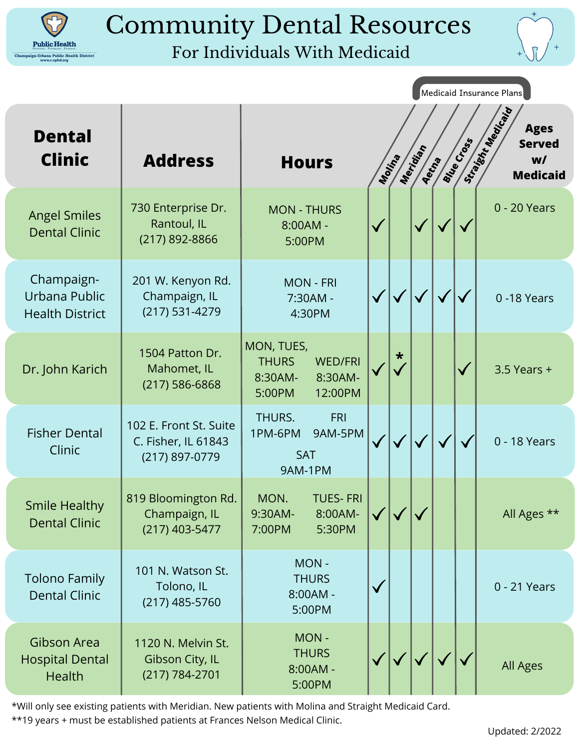# Community Dental Resources

## For Individuals With Medicaid

| Dental Clinic | Address | Hours | Molina | Meridian | Aetna | Blue Cross | Straight Medicaid | Ages Served w/ Medicaid |
|---|---|---|---|---|---|---|---|---|
| | | | Medicaid Insurance Plans | | | | | |
| Angel Smiles Dental Clinic | 730 Enterprise Dr. Rantoul, IL (217) 892-8866 | MON - THURS 8:00AM - 5:00PM | ✓ | | ✓ | ✓ | ✓ | 0 - 20 Years |
| Champaign-Urbana Public Health District | 201 W. Kenyon Rd. Champaign, IL (217) 531-4279 | MON - FRI 7:30AM - 4:30PM | ✓ | ✓ | ✓ | ✓ | ✓ | 0 -18 Years |
| Dr. John Karich | 1504 Patton Dr. Mahomet, IL (217) 586-6868 | MON, TUES, THURS 8:30AM-5:00PM; WED/FRI 8:30AM-12:00PM | ✓ | *✓ | | | ✓ | 3.5 Years + |
| Fisher Dental Clinic | 102 E. Front St. Suite C. Fisher, IL 61843 (217) 897-0779 | THURS. 1PM-6PM; FRI 9AM-5PM; SAT 9AM-1PM | ✓ | ✓ | ✓ | ✓ | ✓ | 0 - 18 Years |
| Smile Healthy Dental Clinic | 819 Bloomington Rd. Champaign, IL (217) 403-5477 | MON. 9:30AM-7:00PM; TUES- FRI 8:00AM-5:30PM | ✓ | ✓ | ✓ | | | All Ages ** |
| Tolono Family Dental Clinic | 101 N. Watson St. Tolono, IL (217) 485-5760 | MON - THURS 8:00AM - 5:00PM | ✓ | | | | | 0 - 21 Years |
| Gibson Area Hospital Dental Health | 1120 N. Melvin St. Gibson City, IL (217) 784-2701 | MON - THURS 8:00AM - 5:00PM | ✓ | ✓ | ✓ | ✓ | ✓ | All Ages |

*Will only see existing patients with Meridian. New patients with Molina and Straight Medicaid Card.

**19 years + must be established patients at Frances Nelson Medical Clinic.

Updated: 2/2022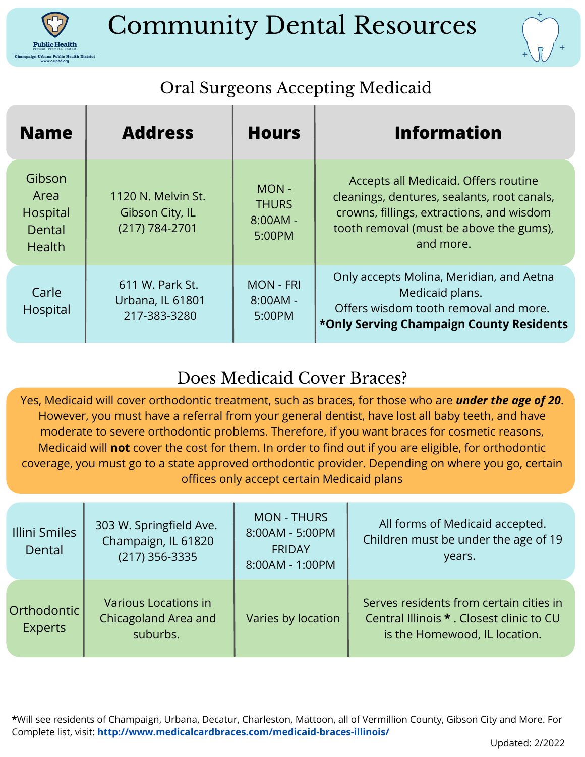# Community Dental Resources

## Oral Surgeons Accepting Medicaid

| Name | Address | Hours | Information |
| --- | --- | --- | --- |
| Gibson Area Hospital Dental Health | 1120 N. Melvin St. Gibson City, IL (217) 784-2701 | MON - THURS 8:00AM - 5:00PM | Accepts all Medicaid. Offers routine cleanings, dentures, sealants, root canals, crowns, fillings, extractions, and wisdom tooth removal (must be above the gums), and more. |
| Carle Hospital | 611 W. Park St. Urbana, IL 61801 217-383-3280 | MON - FRI 8:00AM - 5:00PM | Only accepts Molina, Meridian, and Aetna Medicaid plans. Offers wisdom tooth removal and more. **\*Only Serving Champaign County Residents** |

## Does Medicaid Cover Braces?

Yes, Medicaid will cover orthodontic treatment, such as braces, for those who are ***under the age of 20***. However, you must have a referral from your general dentist, have lost all baby teeth, and have moderate to severe orthodontic problems. Therefore, if you want braces for cosmetic reasons, Medicaid will **not** cover the cost for them. In order to find out if you are eligible, for orthodontic coverage, you must go to a state approved orthodontic provider. Depending on where you go, certain offices only accept certain Medicaid plans

| Name | Address | Hours | Information |
| --- | --- | --- | --- |
| Illini Smiles Dental | 303 W. Springfield Ave. Champaign, IL 61820 (217) 356-3335 | MON - THURS 8:00AM - 5:00PM FRIDAY 8:00AM - 1:00PM | All forms of Medicaid accepted. Children must be under the age of 19 years. |
| Orthodontic Experts | Various Locations in Chicagoland Area and suburbs. | Varies by location | Serves residents from certain cities in Central Illinois **\*** . Closest clinic to CU is the Homewood, IL location. |

**\***Will see residents of Champaign, Urbana, Decatur, Charleston, Mattoon, all of Vermillion County, Gibson City and More. For Complete list, visit: **http://www.medicalcardbraces.com/medicaid-braces-illinois/**

Updated: 2/2022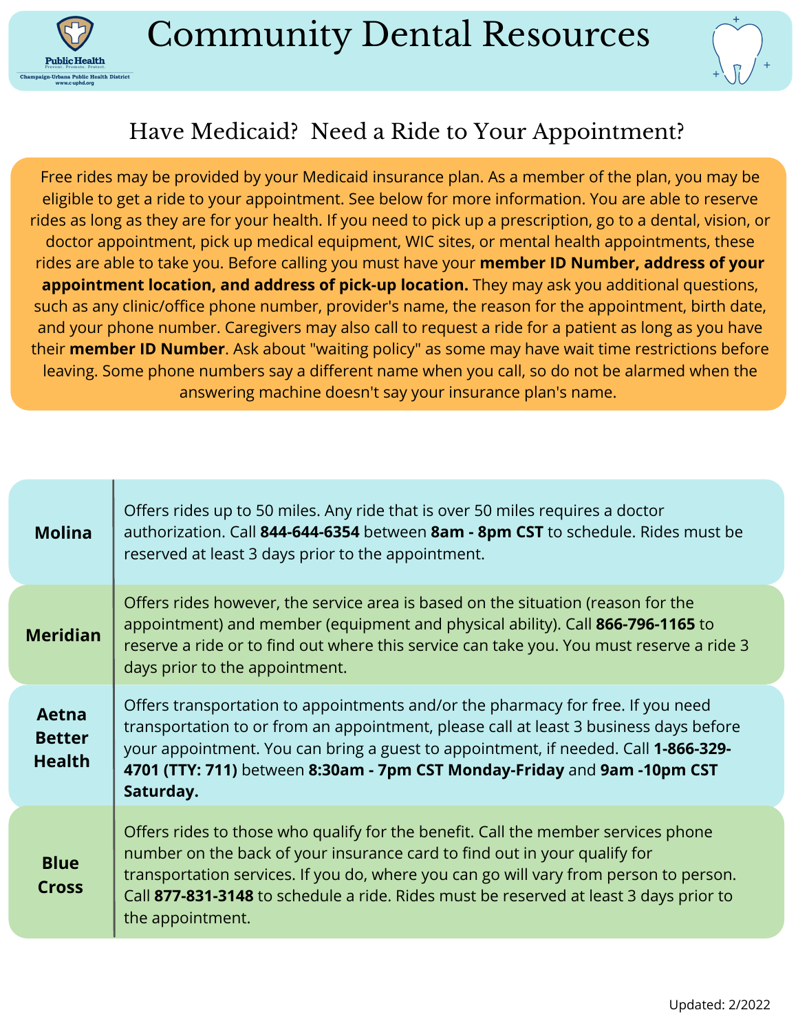# Community Dental Resources

## Have Medicaid? Need a Ride to Your Appointment?

Free rides may be provided by your Medicaid insurance plan. As a member of the plan, you may be eligible to get a ride to your appointment. See below for more information. You are able to reserve rides as long as they are for your health. If you need to pick up a prescription, go to a dental, vision, or doctor appointment, pick up medical equipment, WIC sites, or mental health appointments, these rides are able to take you. Before calling you must have your **member ID Number, address of your appointment location, and address of pick-up location.** They may ask you additional questions, such as any clinic/office phone number, provider's name, the reason for the appointment, birth date, and your phone number. Caregivers may also call to request a ride for a patient as long as you have their **member ID Number**. Ask about "waiting policy" as some may have wait time restrictions before leaving. Some phone numbers say a different name when you call, so do not be alarmed when the answering machine doesn't say your insurance plan's name.

| | |
|---|---|
| **Molina** | Offers rides up to 50 miles. Any ride that is over 50 miles requires a doctor authorization. Call **844-644-6354** between **8am - 8pm CST** to schedule. Rides must be reserved at least 3 days prior to the appointment. |
| **Meridian** | Offers rides however, the service area is based on the situation (reason for the appointment) and member (equipment and physical ability). Call **866-796-1165** to reserve a ride or to find out where this service can take you. You must reserve a ride 3 days prior to the appointment. |
| **Aetna Better Health** | Offers transportation to appointments and/or the pharmacy for free. If you need transportation to or from an appointment, please call at least 3 business days before your appointment. You can bring a guest to appointment, if needed. Call **1-866-329-4701 (TTY: 711)** between **8:30am - 7pm CST Monday-Friday** and **9am -10pm CST Saturday.** |
| **Blue Cross** | Offers rides to those who qualify for the benefit. Call the member services phone number on the back of your insurance card to find out in your qualify for transportation services. If you do, where you can go will vary from person to person. Call **877-831-3148** to schedule a ride. Rides must be reserved at least 3 days prior to the appointment. |

Updated: 2/2022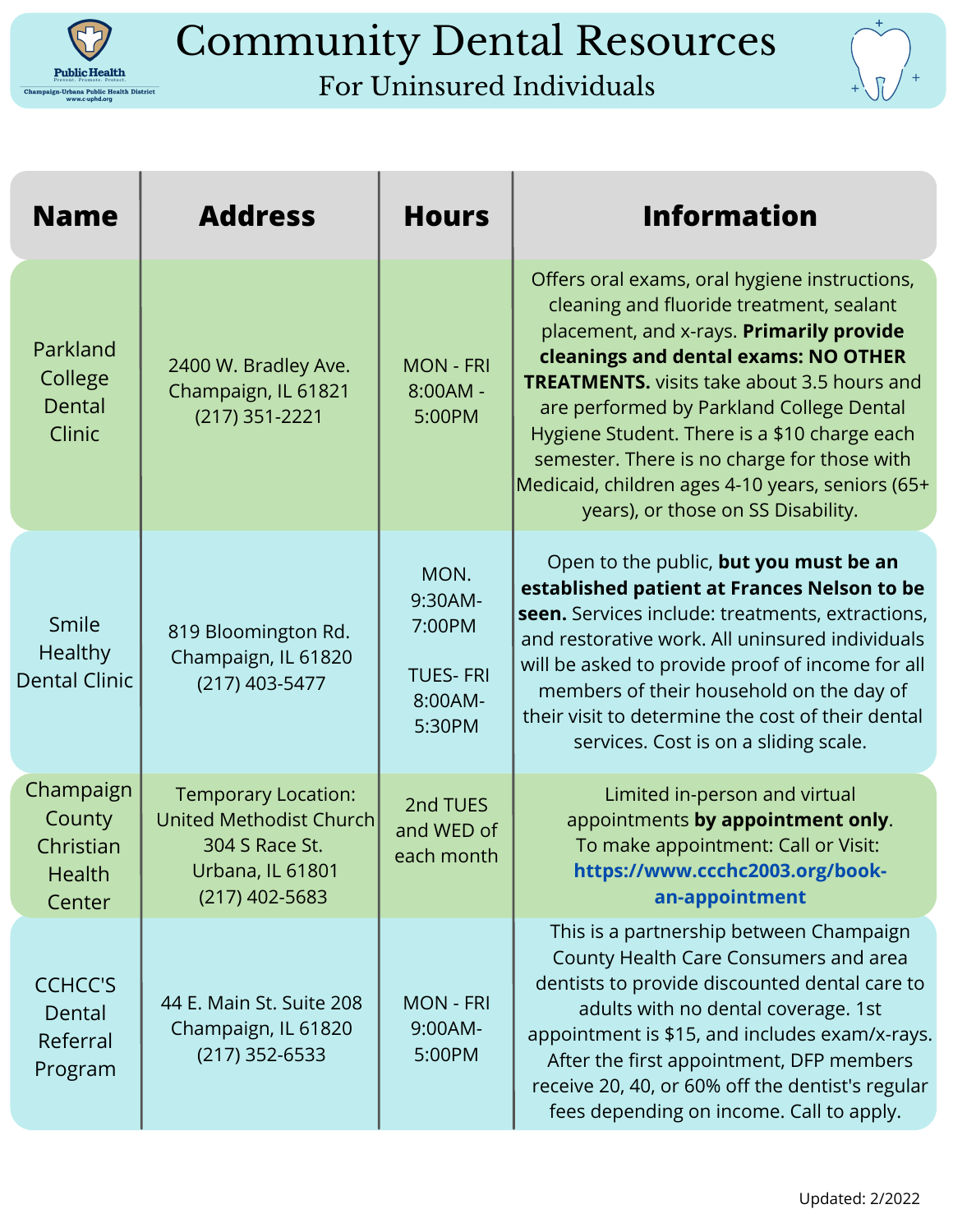# Community Dental Resources

## For Uninsured Individuals

| Name | Address | Hours | Information |
| --- | --- | --- | --- |
| Parkland College Dental Clinic | 2400 W. Bradley Ave. Champaign, IL 61821 (217) 351-2221 | MON - FRI 8:00AM - 5:00PM | Offers oral exams, oral hygiene instructions, cleaning and fluoride treatment, sealant placement, and x-rays. **Primarily provide cleanings and dental exams: NO OTHER TREATMENTS.** visits take about 3.5 hours and are performed by Parkland College Dental Hygiene Student. There is a $10 charge each semester. There is no charge for those with Medicaid, children ages 4-10 years, seniors (65+ years), or those on SS Disability. |
| Smile Healthy Dental Clinic | 819 Bloomington Rd. Champaign, IL 61820 (217) 403-5477 | MON. 9:30AM-7:00PM<br><br>TUES- FRI 8:00AM-5:30PM | Open to the public, **but you must be an established patient at Frances Nelson to be seen.** Services include: treatments, extractions, and restorative work. All uninsured individuals will be asked to provide proof of income for all members of their household on the day of their visit to determine the cost of their dental services. Cost is on a sliding scale. |
| Champaign County Christian Health Center | Temporary Location: United Methodist Church 304 S Race St. Urbana, IL 61801 (217) 402-5683 | 2nd TUES and WED of each month | Limited in-person and virtual appointments **by appointment only**. To make appointment: Call or Visit: **https://www.ccchc2003.org/book-an-appointment** |
| CCHCC'S Dental Referral Program | 44 E. Main St. Suite 208 Champaign, IL 61820 (217) 352-6533 | MON - FRI 9:00AM-5:00PM | This is a partnership between Champaign County Health Care Consumers and area dentists to provide discounted dental care to adults with no dental coverage. 1st appointment is $15, and includes exam/x-rays. After the first appointment, DFP members receive 20, 40, or 60% off the dentist's regular fees depending on income. Call to apply. |

Updated: 2/2022